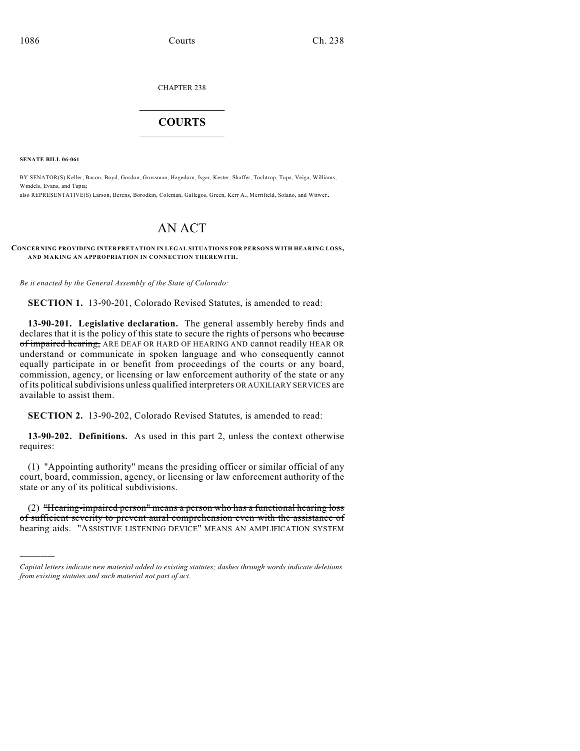CHAPTER 238

# COURTS

**SENATE BILL 06-061**

BY SENATOR(S) Keller, Bacon, Boyd, Gordon, Grossman, Hagedorn, Isgar, Kester, Shaffer, Tochtrop, Tupa, Veiga, Williams, Windels, Evans, and Tapia;
also REPRESENTATIVE(S) Larson, Berens, Borodkin, Coleman, Gallegos, Green, Kerr A., Merrifield, Solano, and Witwer.

# AN ACT

**CONCERNING PROVIDING INTERPRETATION IN LEGAL SITUATIONS FOR PERSONS WITH HEARING LOSS, AND MAKING AN APPROPRIATION IN CONNECTION THEREWITH.**

*Be it enacted by the General Assembly of the State of Colorado:*

**SECTION 1.** 13-90-201, Colorado Revised Statutes, is amended to read:

**13-90-201. Legislative declaration.** The general assembly hereby finds and declares that it is the policy of this state to secure the rights of persons who ~~because of impaired hearing,~~ ARE DEAF OR HARD OF HEARING AND cannot readily HEAR OR understand or communicate in spoken language and who consequently cannot equally participate in or benefit from proceedings of the courts or any board, commission, agency, or licensing or law enforcement authority of the state or any of its political subdivisions unless qualified interpreters OR AUXILIARY SERVICES are available to assist them.

**SECTION 2.** 13-90-202, Colorado Revised Statutes, is amended to read:

**13-90-202. Definitions.** As used in this part 2, unless the context otherwise requires:

(1) "Appointing authority" means the presiding officer or similar official of any court, board, commission, agency, or licensing or law enforcement authority of the state or any of its political subdivisions.

(2) ~~"Hearing-impaired person" means a person who has a functional hearing loss of sufficient severity to prevent aural comprehension even with the assistance of hearing aids.~~ "ASSISTIVE LISTENING DEVICE" MEANS AN AMPLIFICATION SYSTEM

---

*Capital letters indicate new material added to existing statutes; dashes through words indicate deletions from existing statutes and such material not part of act.*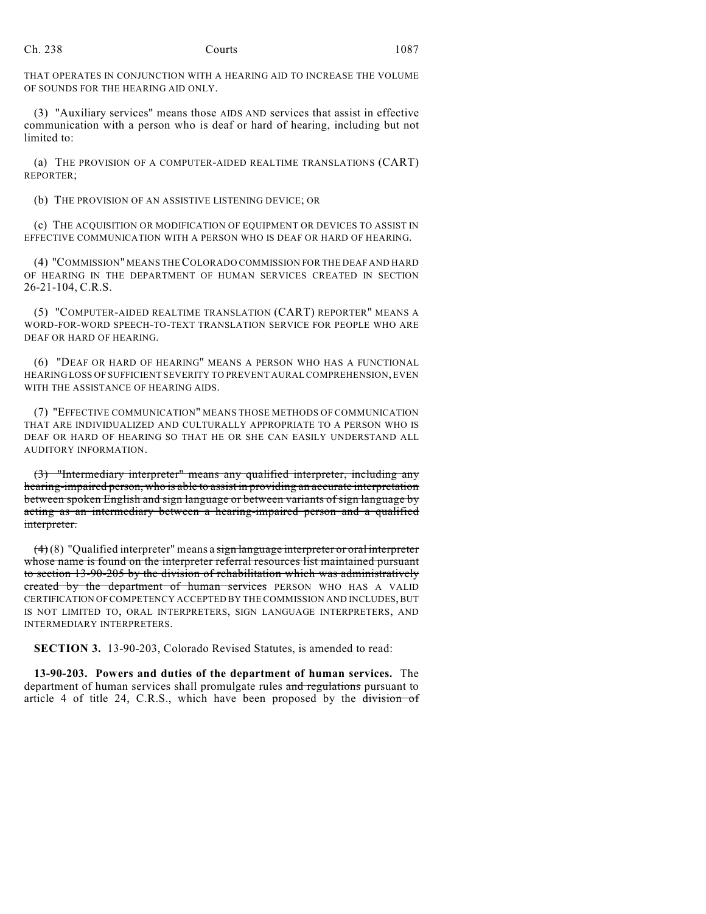THAT OPERATES IN CONJUNCTION WITH A HEARING AID TO INCREASE THE VOLUME OF SOUNDS FOR THE HEARING AID ONLY.

(3) "Auxiliary services" means those AIDS AND services that assist in effective communication with a person who is deaf or hard of hearing, including but not limited to:

(a) THE PROVISION OF A COMPUTER-AIDED REALTIME TRANSLATIONS (CART) REPORTER;

(b) THE PROVISION OF AN ASSISTIVE LISTENING DEVICE; OR

(c) THE ACQUISITION OR MODIFICATION OF EQUIPMENT OR DEVICES TO ASSIST IN EFFECTIVE COMMUNICATION WITH A PERSON WHO IS DEAF OR HARD OF HEARING.

(4) "COMMISSION" MEANS THE COLORADO COMMISSION FOR THE DEAF AND HARD OF HEARING IN THE DEPARTMENT OF HUMAN SERVICES CREATED IN SECTION 26-21-104, C.R.S.

(5) "COMPUTER-AIDED REALTIME TRANSLATION (CART) REPORTER" MEANS A WORD-FOR-WORD SPEECH-TO-TEXT TRANSLATION SERVICE FOR PEOPLE WHO ARE DEAF OR HARD OF HEARING.

(6) "DEAF OR HARD OF HEARING" MEANS A PERSON WHO HAS A FUNCTIONAL HEARING LOSS OF SUFFICIENT SEVERITY TO PREVENT AURAL COMPREHENSION, EVEN WITH THE ASSISTANCE OF HEARING AIDS.

(7) "EFFECTIVE COMMUNICATION" MEANS THOSE METHODS OF COMMUNICATION THAT ARE INDIVIDUALIZED AND CULTURALLY APPROPRIATE TO A PERSON WHO IS DEAF OR HARD OF HEARING SO THAT HE OR SHE CAN EASILY UNDERSTAND ALL AUDITORY INFORMATION.

~~(3) "Intermediary interpreter" means any qualified interpreter, including any hearing-impaired person, who is able to assist in providing an accurate interpretation between spoken English and sign language or between variants of sign language by acting as an intermediary between a hearing-impaired person and a qualified interpreter.~~

~~(4)~~ (8) "Qualified interpreter" means a ~~sign language interpreter or oral interpreter whose name is found on the interpreter referral resources list maintained pursuant to section 13-90-205 by the division of rehabilitation which was administratively created by the department of human services~~ PERSON WHO HAS A VALID CERTIFICATION OF COMPETENCY ACCEPTED BY THE COMMISSION AND INCLUDES, BUT IS NOT LIMITED TO, ORAL INTERPRETERS, SIGN LANGUAGE INTERPRETERS, AND INTERMEDIARY INTERPRETERS.

**SECTION 3.** 13-90-203, Colorado Revised Statutes, is amended to read:

**13-90-203. Powers and duties of the department of human services.** The department of human services shall promulgate rules ~~and regulations~~ pursuant to article 4 of title 24, C.R.S., which have been proposed by the ~~division of~~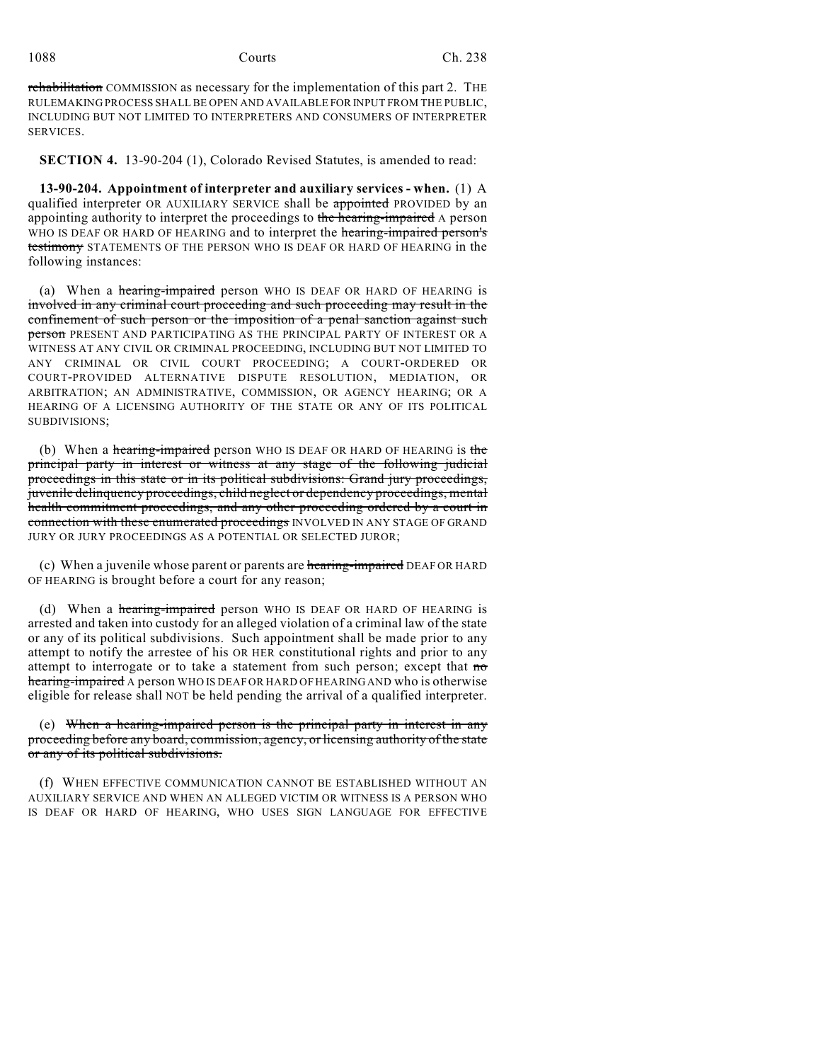~~rehabilitation~~ COMMISSION as necessary for the implementation of this part 2. THE RULEMAKING PROCESS SHALL BE OPEN AND AVAILABLE FOR INPUT FROM THE PUBLIC, INCLUDING BUT NOT LIMITED TO INTERPRETERS AND CONSUMERS OF INTERPRETER SERVICES.

**SECTION 4.** 13-90-204 (1), Colorado Revised Statutes, is amended to read:

**13-90-204. Appointment of interpreter and auxiliary services - when.** (1) A qualified interpreter OR AUXILIARY SERVICE shall be ~~appointed~~ PROVIDED by an appointing authority to interpret the proceedings to ~~the hearing-impaired~~ A person WHO IS DEAF OR HARD OF HEARING and to interpret the ~~hearing-impaired person's testimony~~ STATEMENTS OF THE PERSON WHO IS DEAF OR HARD OF HEARING in the following instances:

(a) When a ~~hearing-impaired~~ person WHO IS DEAF OR HARD OF HEARING is ~~involved in any criminal court proceeding and such proceeding may result in the confinement of such person or the imposition of a penal sanction against such person~~ PRESENT AND PARTICIPATING AS THE PRINCIPAL PARTY OF INTEREST OR A WITNESS AT ANY CIVIL OR CRIMINAL PROCEEDING, INCLUDING BUT NOT LIMITED TO ANY CRIMINAL OR CIVIL COURT PROCEEDING; A COURT-ORDERED OR COURT-PROVIDED ALTERNATIVE DISPUTE RESOLUTION, MEDIATION, OR ARBITRATION; AN ADMINISTRATIVE, COMMISSION, OR AGENCY HEARING; OR A HEARING OF A LICENSING AUTHORITY OF THE STATE OR ANY OF ITS POLITICAL SUBDIVISIONS;

(b) When a ~~hearing-impaired~~ person WHO IS DEAF OR HARD OF HEARING is ~~the principal party in interest or witness at any stage of the following judicial proceedings in this state or in its political subdivisions: Grand jury proceedings, juvenile delinquency proceedings, child neglect or dependency proceedings, mental health commitment proceedings, and any other proceeding ordered by a court in connection with these enumerated proceedings~~ INVOLVED IN ANY STAGE OF GRAND JURY OR JURY PROCEEDINGS AS A POTENTIAL OR SELECTED JUROR;

(c) When a juvenile whose parent or parents are ~~hearing-impaired~~ DEAF OR HARD OF HEARING is brought before a court for any reason;

(d) When a ~~hearing-impaired~~ person WHO IS DEAF OR HARD OF HEARING is arrested and taken into custody for an alleged violation of a criminal law of the state or any of its political subdivisions. Such appointment shall be made prior to any attempt to notify the arrestee of his OR HER constitutional rights and prior to any attempt to interrogate or to take a statement from such person; except that ~~no hearing-impaired~~ A person WHO IS DEAF OR HARD OF HEARING AND who is otherwise eligible for release shall NOT be held pending the arrival of a qualified interpreter.

(e) ~~When a hearing-impaired person is the principal party in interest in any proceeding before any board, commission, agency, or licensing authority of the state or any of its political subdivisions.~~

(f) WHEN EFFECTIVE COMMUNICATION CANNOT BE ESTABLISHED WITHOUT AN AUXILIARY SERVICE AND WHEN AN ALLEGED VICTIM OR WITNESS IS A PERSON WHO IS DEAF OR HARD OF HEARING, WHO USES SIGN LANGUAGE FOR EFFECTIVE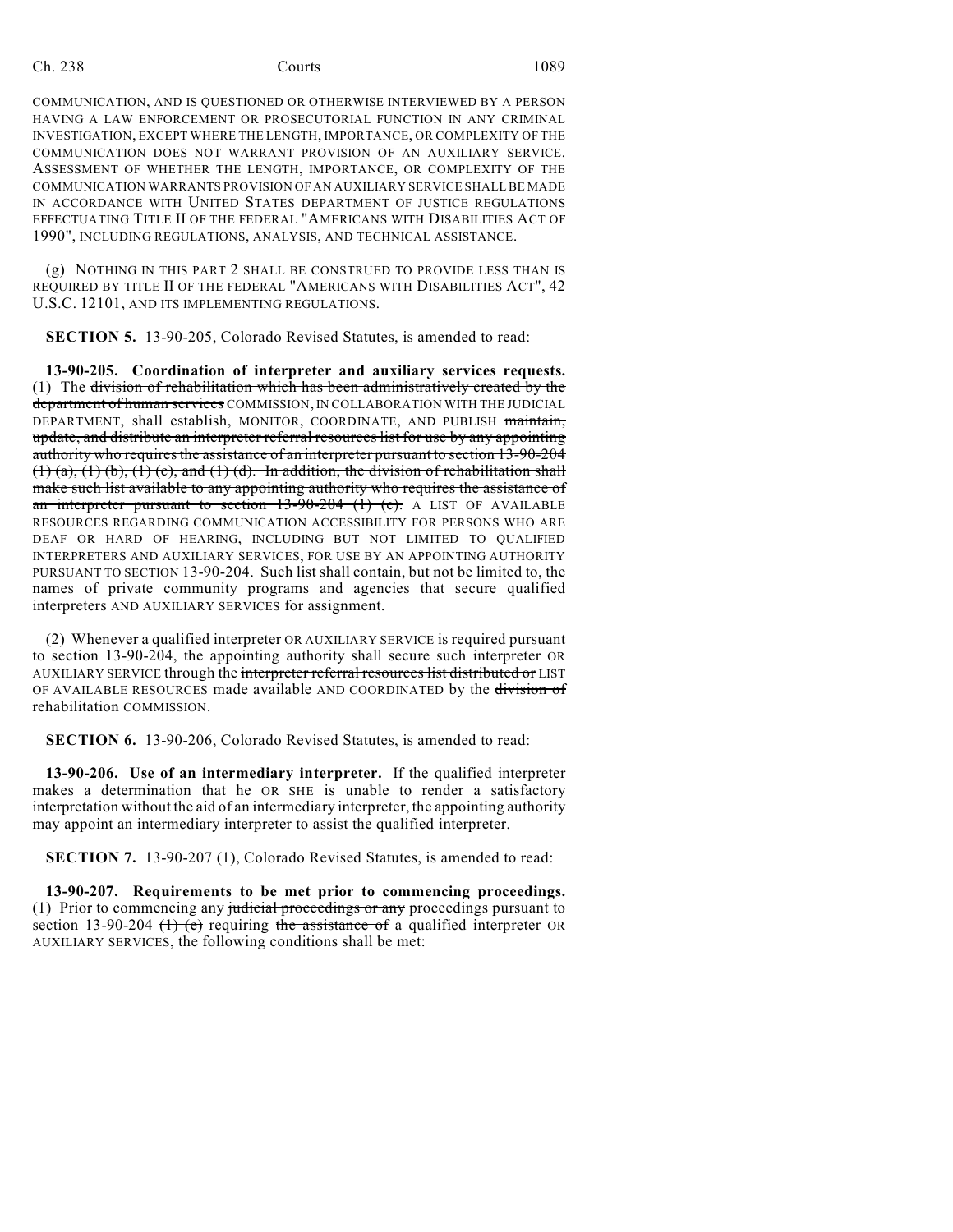COMMUNICATION, AND IS QUESTIONED OR OTHERWISE INTERVIEWED BY A PERSON HAVING A LAW ENFORCEMENT OR PROSECUTORIAL FUNCTION IN ANY CRIMINAL INVESTIGATION, EXCEPT WHERE THE LENGTH, IMPORTANCE, OR COMPLEXITY OF THE COMMUNICATION DOES NOT WARRANT PROVISION OF AN AUXILIARY SERVICE. ASSESSMENT OF WHETHER THE LENGTH, IMPORTANCE, OR COMPLEXITY OF THE COMMUNICATION WARRANTS PROVISION OF AN AUXILIARY SERVICE SHALL BE MADE IN ACCORDANCE WITH UNITED STATES DEPARTMENT OF JUSTICE REGULATIONS EFFECTUATING TITLE II OF THE FEDERAL "AMERICANS WITH DISABILITIES ACT OF 1990", INCLUDING REGULATIONS, ANALYSIS, AND TECHNICAL ASSISTANCE.

(g) NOTHING IN THIS PART 2 SHALL BE CONSTRUED TO PROVIDE LESS THAN IS REQUIRED BY TITLE II OF THE FEDERAL "AMERICANS WITH DISABILITIES ACT", 42 U.S.C. 12101, AND ITS IMPLEMENTING REGULATIONS.

**SECTION 5.** 13-90-205, Colorado Revised Statutes, is amended to read:

**13-90-205. Coordination of interpreter and auxiliary services requests.** (1) The ~~division of rehabilitation which has been administratively created by the department of human services~~ COMMISSION, IN COLLABORATION WITH THE JUDICIAL DEPARTMENT, shall establish, MONITOR, COORDINATE, AND PUBLISH ~~maintain, update, and distribute an interpreter referral resources list for use by any appointing authority who requires the assistance of an interpreter pursuant to section 13-90-204 (1) (a), (1) (b), (1) (c), and (1) (d). In addition, the division of rehabilitation shall make such list available to any appointing authority who requires the assistance of an interpreter pursuant to section 13-90-204 (1) (e).~~ A LIST OF AVAILABLE RESOURCES REGARDING COMMUNICATION ACCESSIBILITY FOR PERSONS WHO ARE DEAF OR HARD OF HEARING, INCLUDING BUT NOT LIMITED TO QUALIFIED INTERPRETERS AND AUXILIARY SERVICES, FOR USE BY AN APPOINTING AUTHORITY PURSUANT TO SECTION 13-90-204. Such list shall contain, but not be limited to, the names of private community programs and agencies that secure qualified interpreters AND AUXILIARY SERVICES for assignment.

(2) Whenever a qualified interpreter OR AUXILIARY SERVICE is required pursuant to section 13-90-204, the appointing authority shall secure such interpreter OR AUXILIARY SERVICE through the ~~interpreter referral resources list distributed or~~ LIST OF AVAILABLE RESOURCES made available AND COORDINATED by the ~~division of rehabilitation~~ COMMISSION.

**SECTION 6.** 13-90-206, Colorado Revised Statutes, is amended to read:

**13-90-206. Use of an intermediary interpreter.** If the qualified interpreter makes a determination that he OR SHE is unable to render a satisfactory interpretation without the aid of an intermediary interpreter, the appointing authority may appoint an intermediary interpreter to assist the qualified interpreter.

**SECTION 7.** 13-90-207 (1), Colorado Revised Statutes, is amended to read:

**13-90-207. Requirements to be met prior to commencing proceedings.** (1) Prior to commencing any ~~judicial proceedings or any~~ proceedings pursuant to section 13-90-204 ~~(1) (e)~~ requiring ~~the assistance of~~ a qualified interpreter OR AUXILIARY SERVICES, the following conditions shall be met: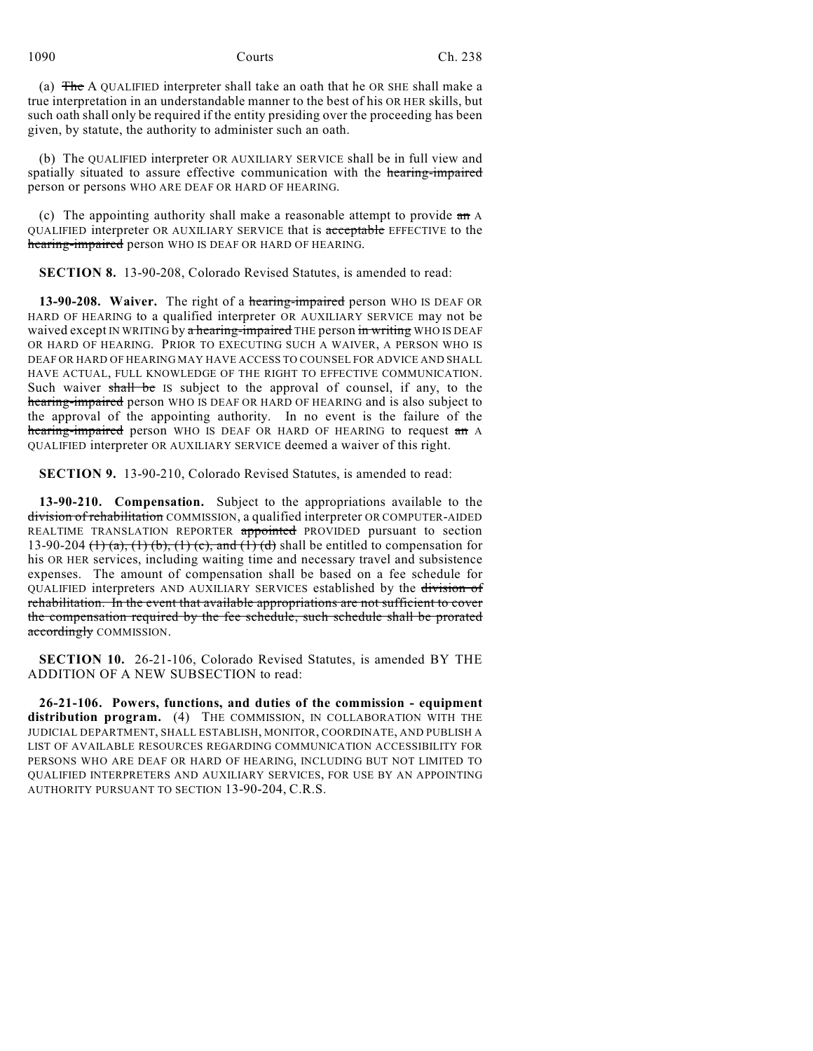(a) ~~The~~ A QUALIFIED interpreter shall take an oath that he OR SHE shall make a true interpretation in an understandable manner to the best of his OR HER skills, but such oath shall only be required if the entity presiding over the proceeding has been given, by statute, the authority to administer such an oath.

(b) The QUALIFIED interpreter OR AUXILIARY SERVICE shall be in full view and spatially situated to assure effective communication with the ~~hearing-impaired~~ person or persons WHO ARE DEAF OR HARD OF HEARING.

(c) The appointing authority shall make a reasonable attempt to provide ~~an~~ A QUALIFIED interpreter OR AUXILIARY SERVICE that is ~~acceptable~~ EFFECTIVE to the ~~hearing-impaired~~ person WHO IS DEAF OR HARD OF HEARING.

**SECTION 8.** 13-90-208, Colorado Revised Statutes, is amended to read:

**13-90-208. Waiver.** The right of a ~~hearing-impaired~~ person WHO IS DEAF OR HARD OF HEARING to a qualified interpreter OR AUXILIARY SERVICE may not be waived except IN WRITING by ~~a hearing-impaired~~ THE person ~~in writing~~ WHO IS DEAF OR HARD OF HEARING. PRIOR TO EXECUTING SUCH A WAIVER, A PERSON WHO IS DEAF OR HARD OF HEARING MAY HAVE ACCESS TO COUNSEL FOR ADVICE AND SHALL HAVE ACTUAL, FULL KNOWLEDGE OF THE RIGHT TO EFFECTIVE COMMUNICATION. Such waiver ~~shall be~~ IS subject to the approval of counsel, if any, to the ~~hearing-impaired~~ person WHO IS DEAF OR HARD OF HEARING and is also subject to the approval of the appointing authority. In no event is the failure of the ~~hearing-impaired~~ person WHO IS DEAF OR HARD OF HEARING to request ~~an~~ A QUALIFIED interpreter OR AUXILIARY SERVICE deemed a waiver of this right.

**SECTION 9.** 13-90-210, Colorado Revised Statutes, is amended to read:

**13-90-210. Compensation.** Subject to the appropriations available to the ~~division of rehabilitation~~ COMMISSION, a qualified interpreter OR COMPUTER-AIDED REALTIME TRANSLATION REPORTER ~~appointed~~ PROVIDED pursuant to section 13-90-204 ~~(1) (a), (1) (b), (1) (c), and (1) (d)~~ shall be entitled to compensation for his OR HER services, including waiting time and necessary travel and subsistence expenses. The amount of compensation shall be based on a fee schedule for QUALIFIED interpreters AND AUXILIARY SERVICES established by the ~~division of rehabilitation. In the event that available appropriations are not sufficient to cover the compensation required by the fee schedule, such schedule shall be prorated accordingly~~ COMMISSION.

**SECTION 10.** 26-21-106, Colorado Revised Statutes, is amended BY THE ADDITION OF A NEW SUBSECTION to read:

**26-21-106. Powers, functions, and duties of the commission - equipment distribution program.** (4) THE COMMISSION, IN COLLABORATION WITH THE JUDICIAL DEPARTMENT, SHALL ESTABLISH, MONITOR, COORDINATE, AND PUBLISH A LIST OF AVAILABLE RESOURCES REGARDING COMMUNICATION ACCESSIBILITY FOR PERSONS WHO ARE DEAF OR HARD OF HEARING, INCLUDING BUT NOT LIMITED TO QUALIFIED INTERPRETERS AND AUXILIARY SERVICES, FOR USE BY AN APPOINTING AUTHORITY PURSUANT TO SECTION 13-90-204, C.R.S.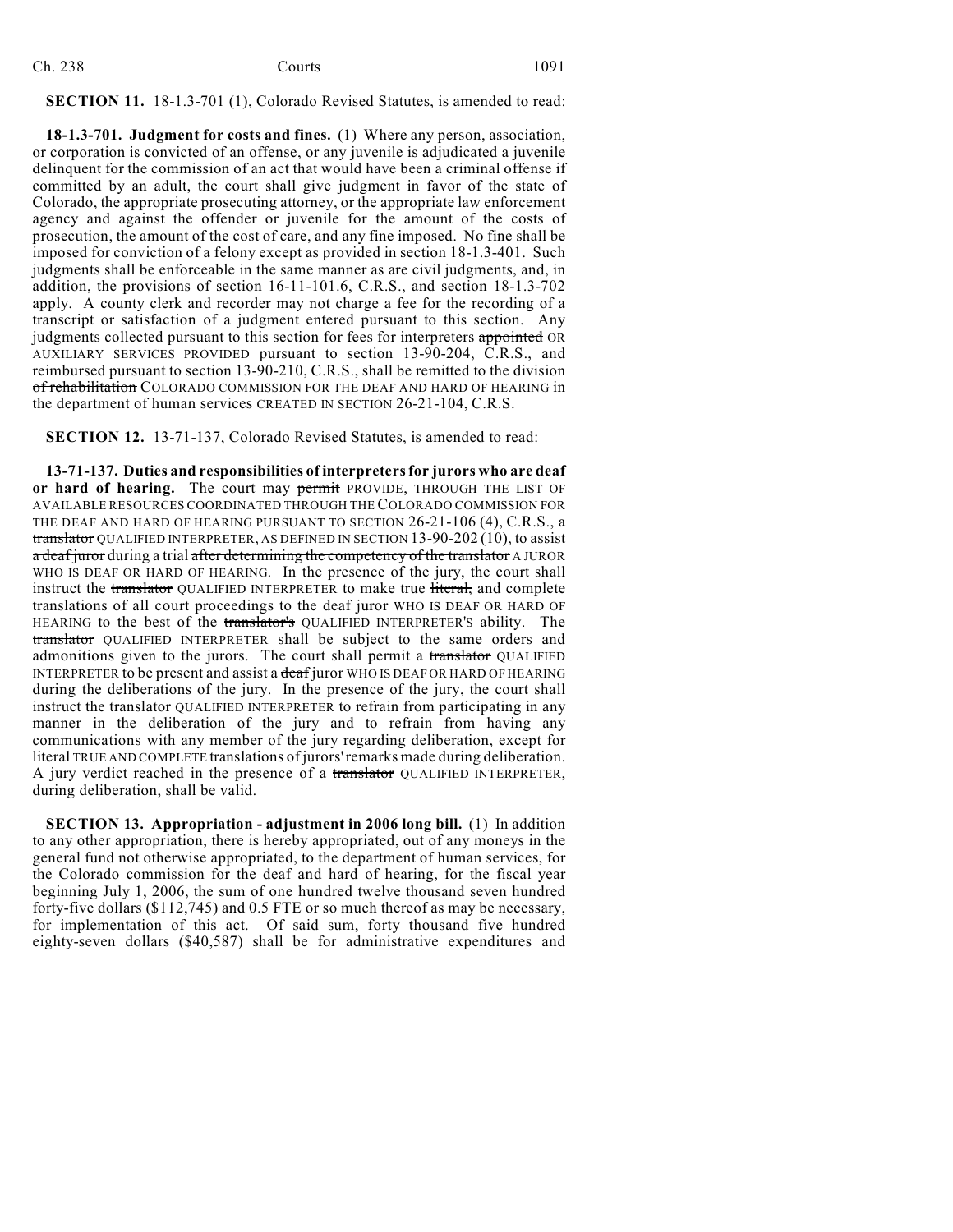**SECTION 11.** 18-1.3-701 (1), Colorado Revised Statutes, is amended to read:

**18-1.3-701. Judgment for costs and fines.** (1) Where any person, association, or corporation is convicted of an offense, or any juvenile is adjudicated a juvenile delinquent for the commission of an act that would have been a criminal offense if committed by an adult, the court shall give judgment in favor of the state of Colorado, the appropriate prosecuting attorney, or the appropriate law enforcement agency and against the offender or juvenile for the amount of the costs of prosecution, the amount of the cost of care, and any fine imposed. No fine shall be imposed for conviction of a felony except as provided in section 18-1.3-401. Such judgments shall be enforceable in the same manner as are civil judgments, and, in addition, the provisions of section 16-11-101.6, C.R.S., and section 18-1.3-702 apply. A county clerk and recorder may not charge a fee for the recording of a transcript or satisfaction of a judgment entered pursuant to this section. Any judgments collected pursuant to this section for fees for interpreters ~~appointed~~ OR AUXILIARY SERVICES PROVIDED pursuant to section 13-90-204, C.R.S., and reimbursed pursuant to section 13-90-210, C.R.S., shall be remitted to the ~~division of rehabilitation~~ COLORADO COMMISSION FOR THE DEAF AND HARD OF HEARING in the department of human services CREATED IN SECTION 26-21-104, C.R.S.

**SECTION 12.** 13-71-137, Colorado Revised Statutes, is amended to read:

**13-71-137. Duties and responsibilities of interpreters for jurors who are deaf or hard of hearing.** The court may ~~permit~~ PROVIDE, THROUGH THE LIST OF AVAILABLE RESOURCES COORDINATED THROUGH THE COLORADO COMMISSION FOR THE DEAF AND HARD OF HEARING PURSUANT TO SECTION 26-21-106 (4), C.R.S., a ~~translator~~ QUALIFIED INTERPRETER, AS DEFINED IN SECTION 13-90-202 (10), to assist ~~a deaf juror~~ during a trial ~~after determining the competency of the translator~~ A JUROR WHO IS DEAF OR HARD OF HEARING. In the presence of the jury, the court shall instruct the ~~translator~~ QUALIFIED INTERPRETER to make true ~~literal,~~ and complete translations of all court proceedings to the ~~deaf~~ juror WHO IS DEAF OR HARD OF HEARING to the best of the ~~translator's~~ QUALIFIED INTERPRETER'S ability. The ~~translator~~ QUALIFIED INTERPRETER shall be subject to the same orders and admonitions given to the jurors. The court shall permit a ~~translator~~ QUALIFIED INTERPRETER to be present and assist a ~~deaf~~ juror WHO IS DEAF OR HARD OF HEARING during the deliberations of the jury. In the presence of the jury, the court shall instruct the ~~translator~~ QUALIFIED INTERPRETER to refrain from participating in any manner in the deliberation of the jury and to refrain from having any communications with any member of the jury regarding deliberation, except for ~~literal~~ TRUE AND COMPLETE translations of jurors' remarks made during deliberation. A jury verdict reached in the presence of a ~~translator~~ QUALIFIED INTERPRETER, during deliberation, shall be valid.

**SECTION 13. Appropriation - adjustment in 2006 long bill.** (1) In addition to any other appropriation, there is hereby appropriated, out of any moneys in the general fund not otherwise appropriated, to the department of human services, for the Colorado commission for the deaf and hard of hearing, for the fiscal year beginning July 1, 2006, the sum of one hundred twelve thousand seven hundred forty-five dollars ($112,745) and 0.5 FTE or so much thereof as may be necessary, for implementation of this act. Of said sum, forty thousand five hundred eighty-seven dollars ($40,587) shall be for administrative expenditures and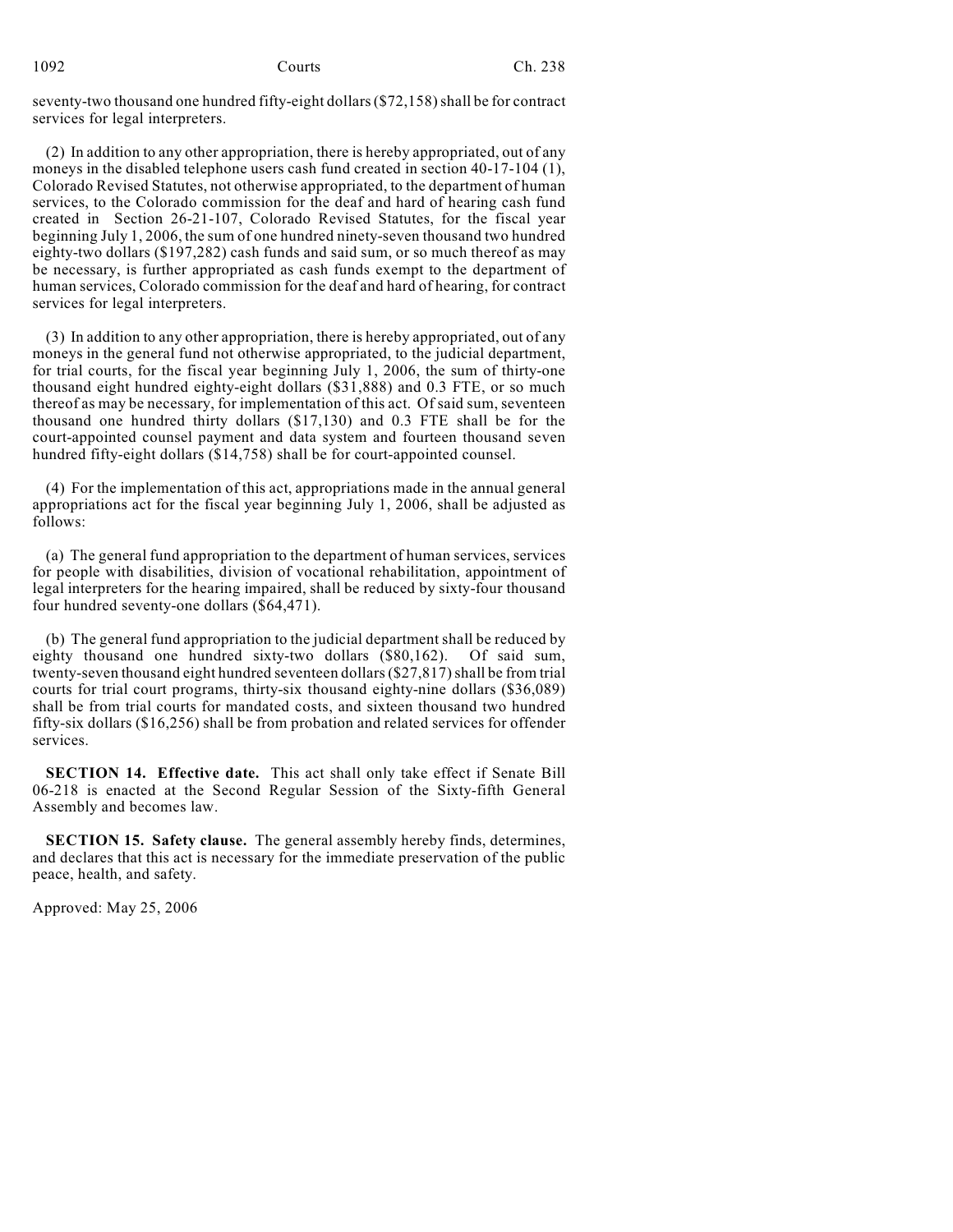seventy-two thousand one hundred fifty-eight dollars ($72,158) shall be for contract services for legal interpreters.

(2) In addition to any other appropriation, there is hereby appropriated, out of any moneys in the disabled telephone users cash fund created in section 40-17-104 (1), Colorado Revised Statutes, not otherwise appropriated, to the department of human services, to the Colorado commission for the deaf and hard of hearing cash fund created in Section 26-21-107, Colorado Revised Statutes, for the fiscal year beginning July 1, 2006, the sum of one hundred ninety-seven thousand two hundred eighty-two dollars ($197,282) cash funds and said sum, or so much thereof as may be necessary, is further appropriated as cash funds exempt to the department of human services, Colorado commission for the deaf and hard of hearing, for contract services for legal interpreters.

(3) In addition to any other appropriation, there is hereby appropriated, out of any moneys in the general fund not otherwise appropriated, to the judicial department, for trial courts, for the fiscal year beginning July 1, 2006, the sum of thirty-one thousand eight hundred eighty-eight dollars ($31,888) and 0.3 FTE, or so much thereof as may be necessary, for implementation of this act. Of said sum, seventeen thousand one hundred thirty dollars ($17,130) and 0.3 FTE shall be for the court-appointed counsel payment and data system and fourteen thousand seven hundred fifty-eight dollars ($14,758) shall be for court-appointed counsel.

(4) For the implementation of this act, appropriations made in the annual general appropriations act for the fiscal year beginning July 1, 2006, shall be adjusted as follows:

(a) The general fund appropriation to the department of human services, services for people with disabilities, division of vocational rehabilitation, appointment of legal interpreters for the hearing impaired, shall be reduced by sixty-four thousand four hundred seventy-one dollars ($64,471).

(b) The general fund appropriation to the judicial department shall be reduced by eighty thousand one hundred sixty-two dollars ($80,162). Of said sum, twenty-seven thousand eight hundred seventeen dollars ($27,817) shall be from trial courts for trial court programs, thirty-six thousand eighty-nine dollars ($36,089) shall be from trial courts for mandated costs, and sixteen thousand two hundred fifty-six dollars ($16,256) shall be from probation and related services for offender services.

**SECTION 14. Effective date.** This act shall only take effect if Senate Bill 06-218 is enacted at the Second Regular Session of the Sixty-fifth General Assembly and becomes law.

**SECTION 15. Safety clause.** The general assembly hereby finds, determines, and declares that this act is necessary for the immediate preservation of the public peace, health, and safety.

Approved: May 25, 2006